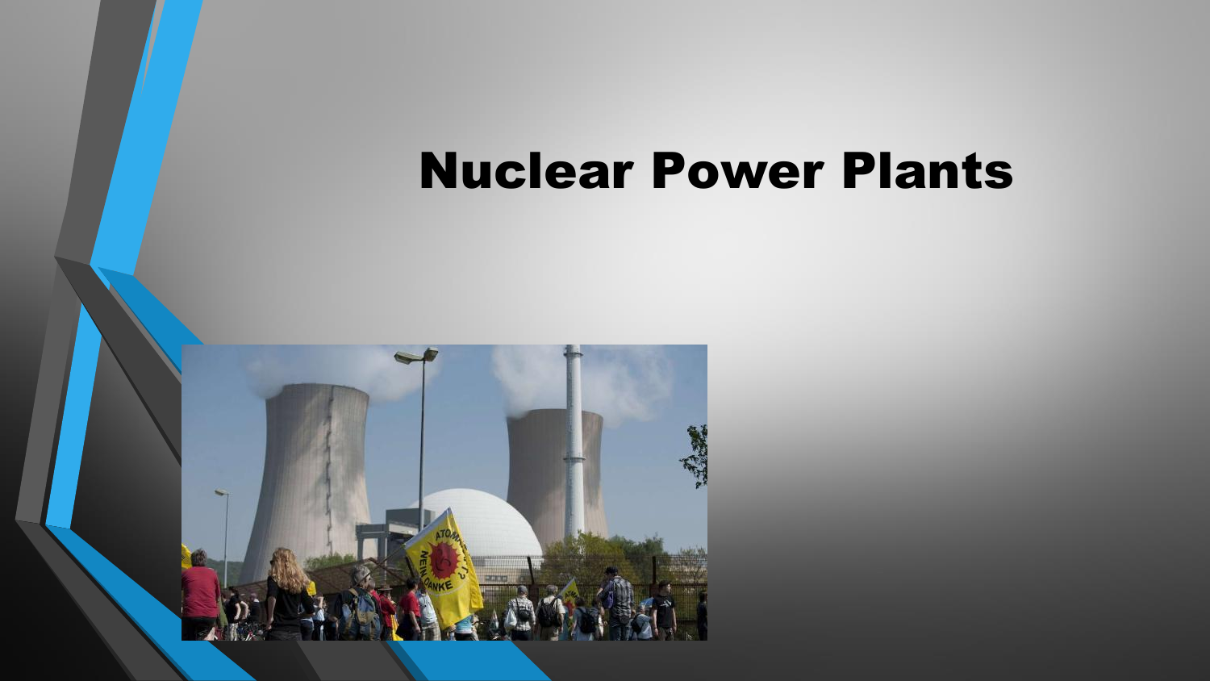# Nuclear Power Plants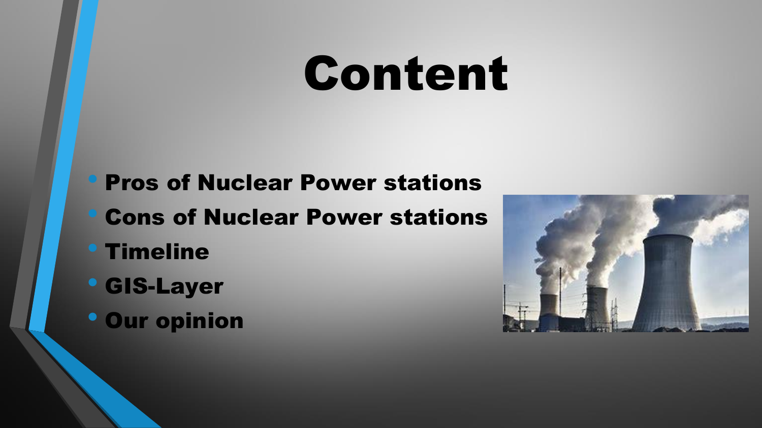# Content

- Pros of Nuclear Power stations
- Cons of Nuclear Power stations
- Timeline
- GIS-Layer
- Our opinion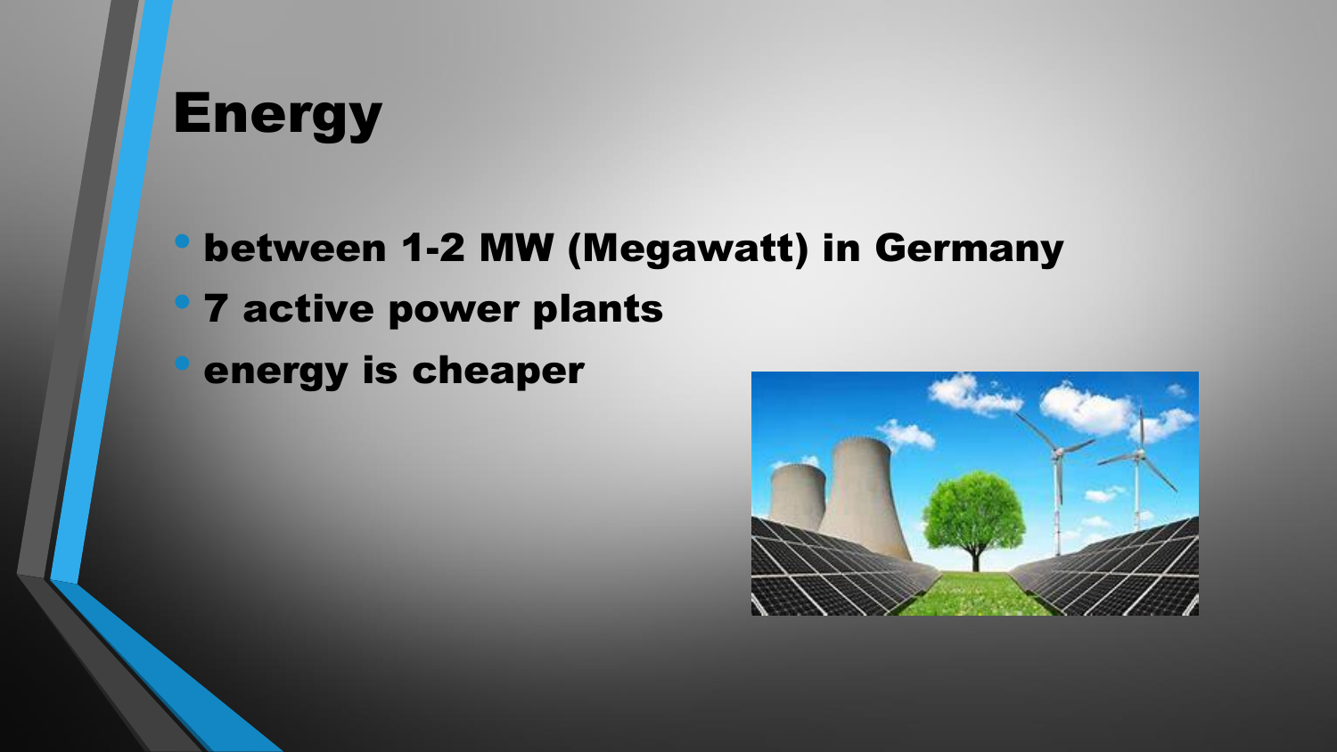# Energy

- between 1-2 MW (Megawatt) in Germany
- 7 active power plants
- energy is cheaper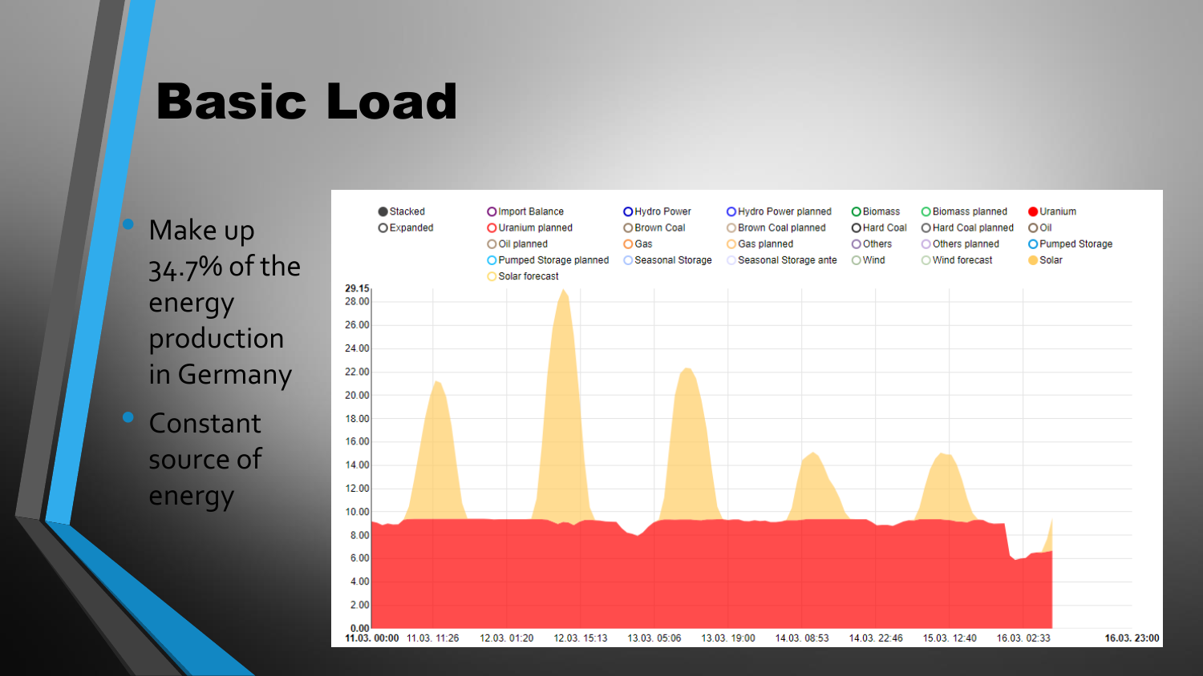# Basic Load

- Make up 34.7% of the energy production in Germany
- Constant source of energy

Stacked
Expanded
Import Balance
Uranium planned
Oil planned
Pumped Storage planned
Solar forecast
Hydro Power
Brown Coal
Gas
Seasonal Storage
Hydro Power planned
Brown Coal planned
Gas planned
Seasonal Storage ante
Biomass
Hard Coal
Others
Wind
Biomass planned
Hard Coal planned
Others planned
Wind forecast
Uranium
Oil
Pumped Storage
Solar

29.15
28.00
26.00
24.00
22.00
20.00
18.00
16.00
14.00
12.00
10.00
8.00
6.00
4.00
2.00
0.00

11.03. 00:00
11.03. 11:26
12.03. 01:20
12.03. 15:13
13.03. 05:06
13.03. 19:00
14.03. 08:53
14.03. 22:46
15.03. 12:40
16.03. 02:33
16.03. 23:00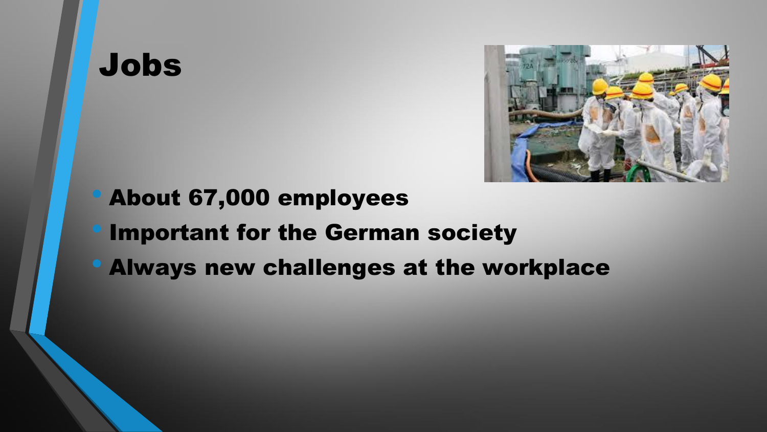# Jobs

- About 67,000 employees
- Important for the German society
- Always new challenges at the workplace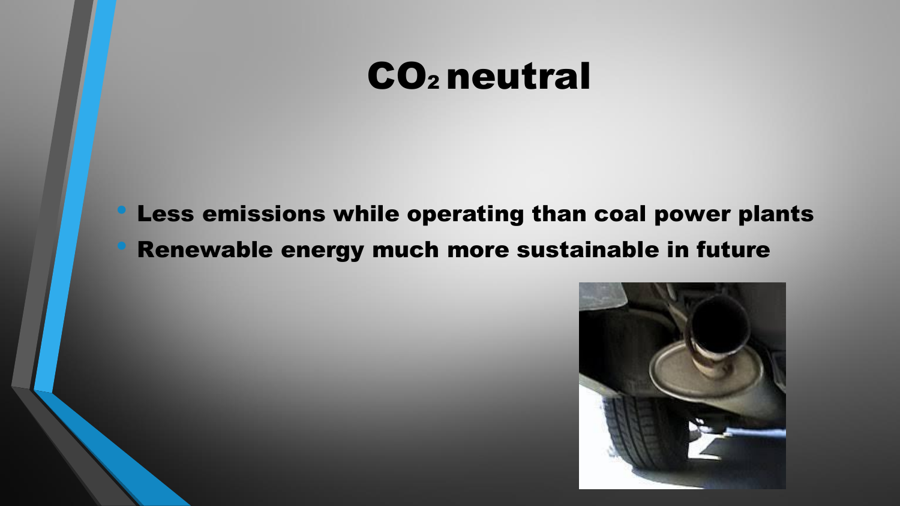# $CO_2$ neutral

- Less emissions while operating than coal power plants
- Renewable energy much more sustainable in future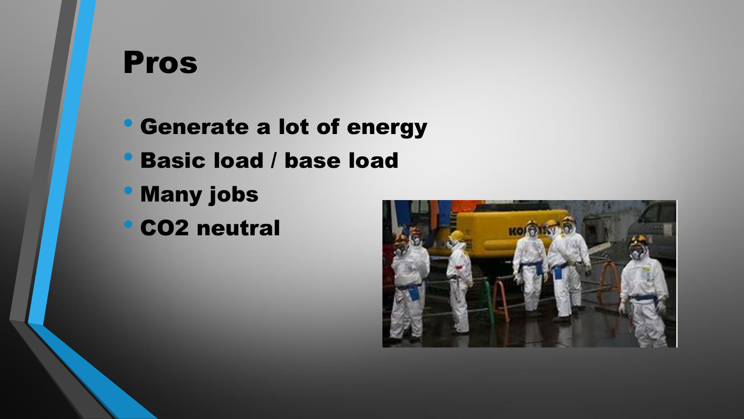# Pros

- Generate a lot of energy
- Basic load / base load
- Many jobs
- $CO_2$ neutral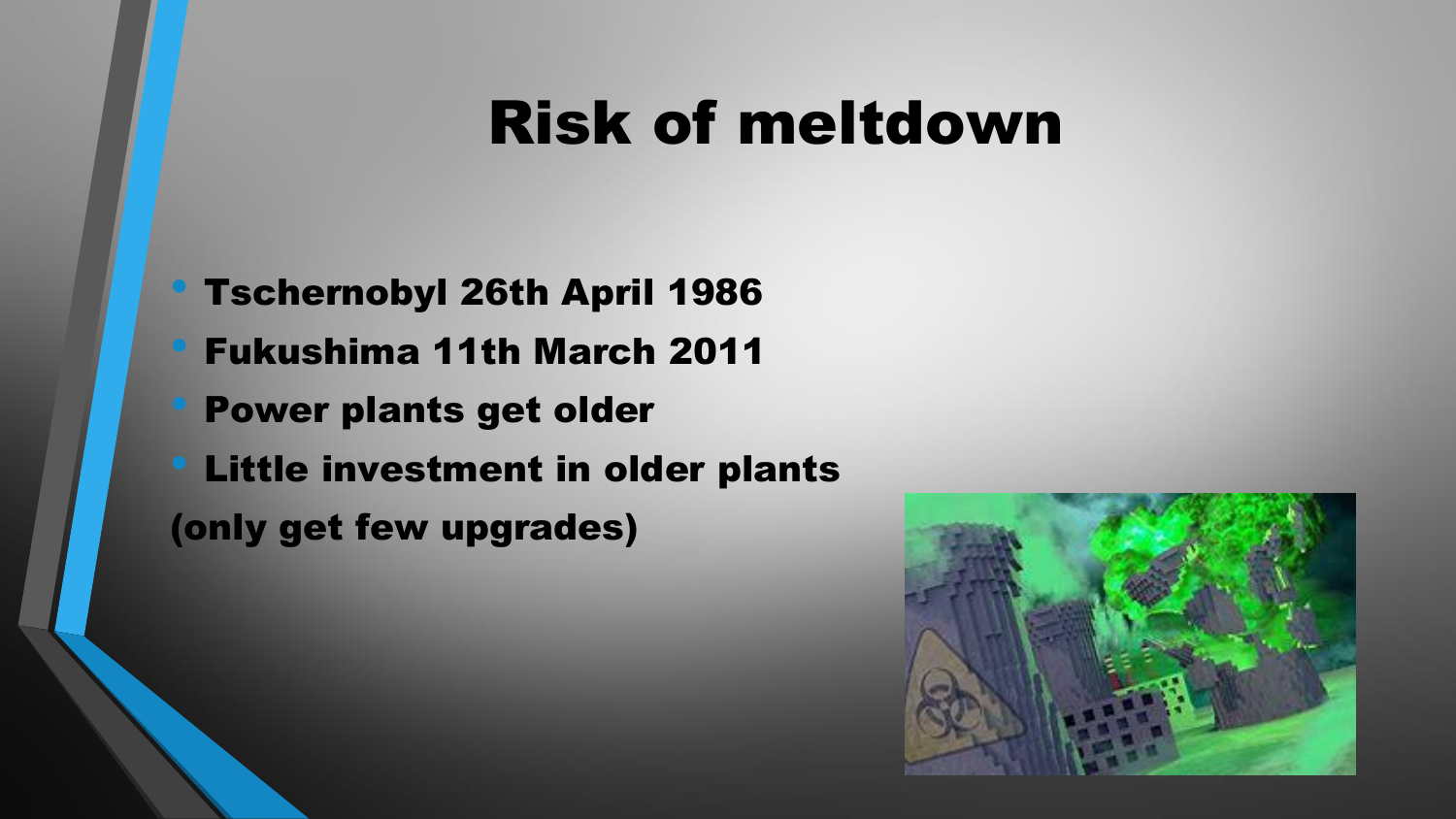# Risk of meltdown

- Tschernobyl 26th April 1986
- Fukushima 11th March 2011
- Power plants get older
- Little investment in older plants (only get few upgrades)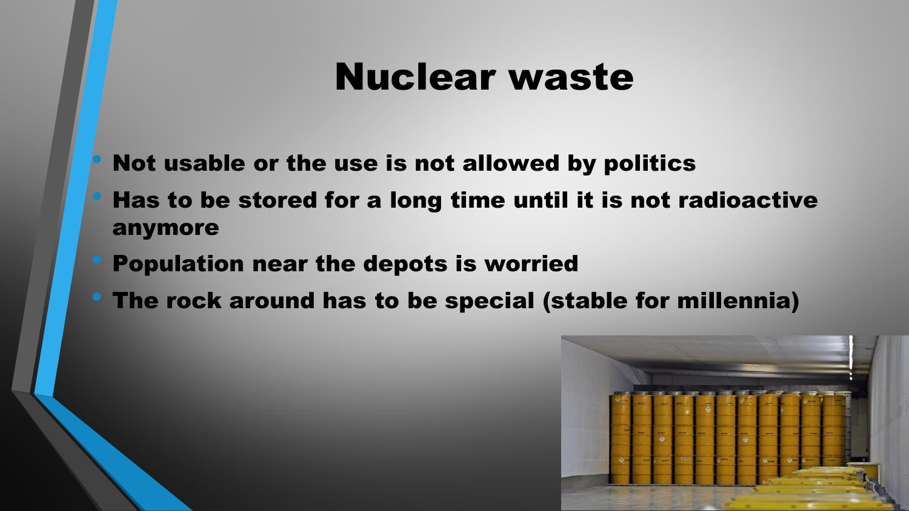# Nuclear waste

- Not usable or the use is not allowed by politics
- Has to be stored for a long time until it is not radioactive anymore
- Population near the depots is worried
- The rock around has to be special (stable for millennia)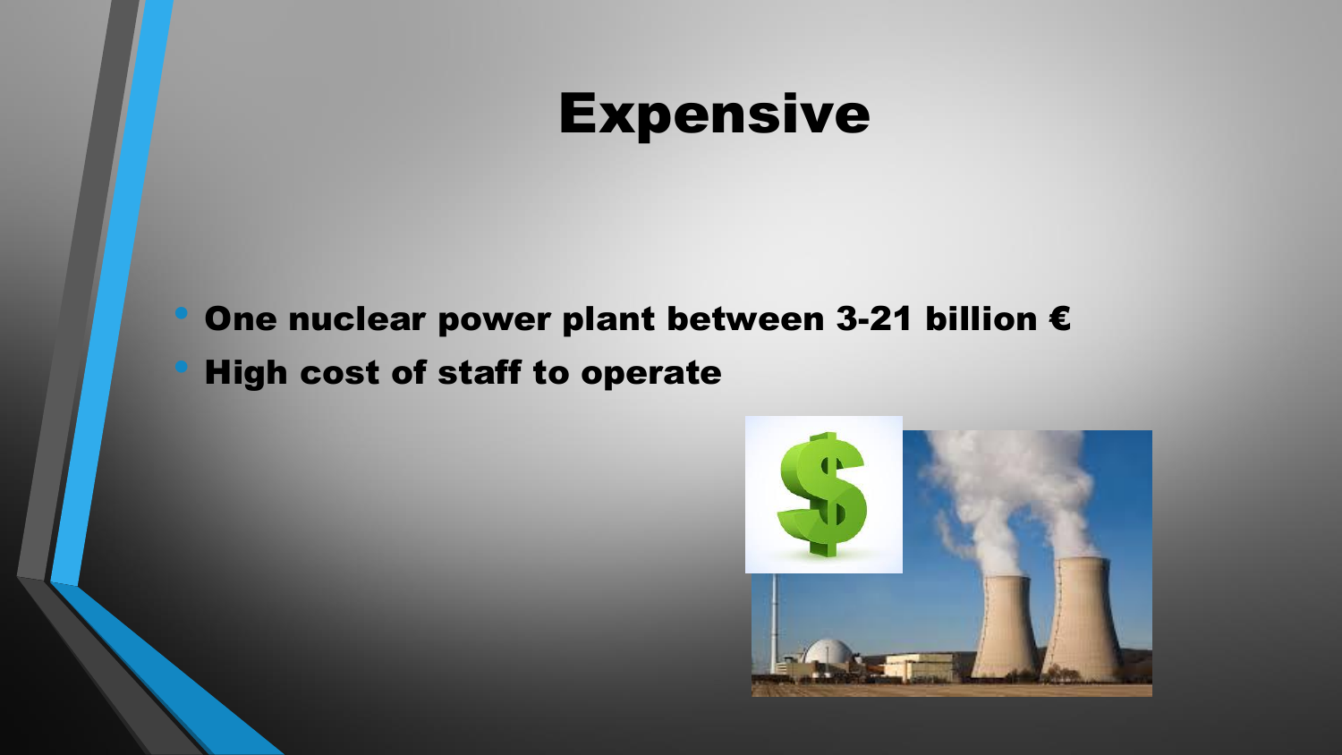# Expensive

- One nuclear power plant between 3-21 billion €
- High cost of staff to operate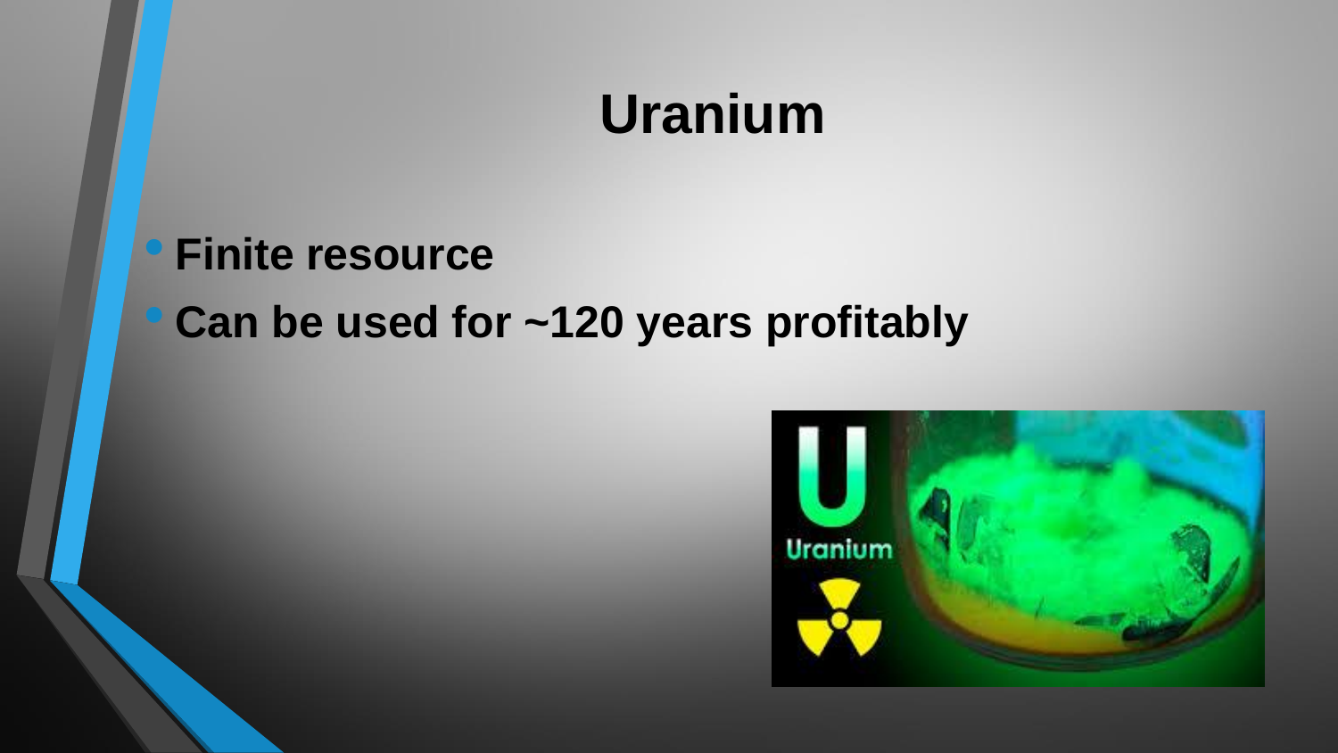# Uranium

- Finite resource
- Can be used for ~120 years profitably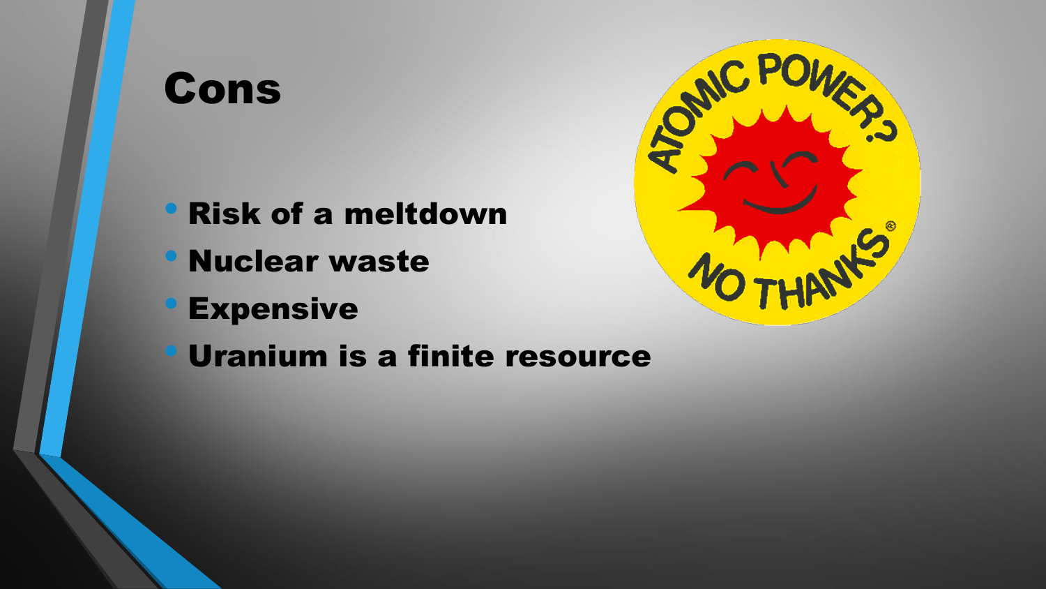# Cons

- Risk of a meltdown
- Nuclear waste
- Expensive
- Uranium is a finite resource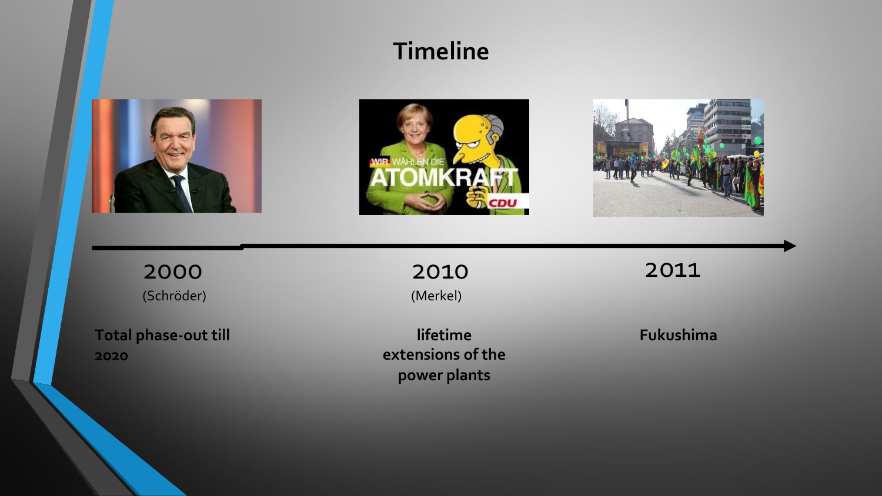# Timeline

2000
(Schröder)

**Total phase-out till 2020**

2010
(Merkel)

**lifetime extensions of the power plants**

2011

**Fukushima**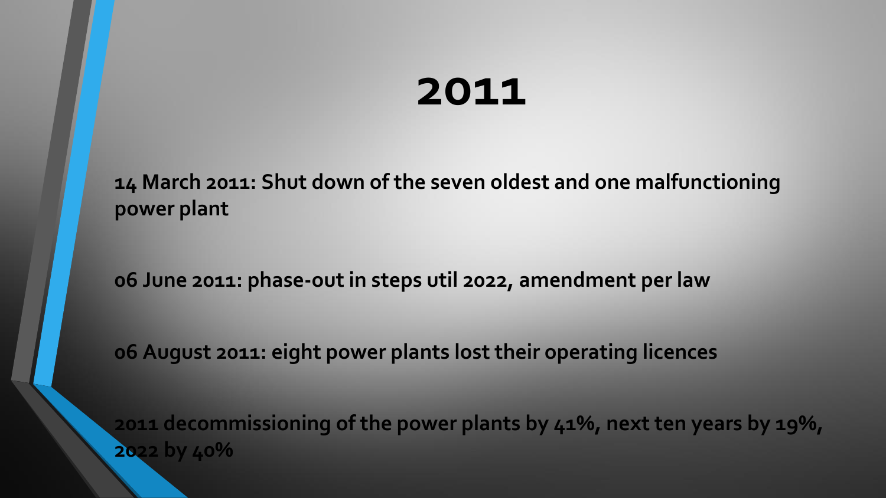# 2011

**14 March 2011: Shut down of the seven oldest and one malfunctioning power plant**

**06 June 2011: phase-out in steps util 2022, amendment per law**

**06 August 2011: eight power plants lost their operating licences**

**2011 decommissioning of the power plants by 41%, next ten years by 19%, 2022 by 40%**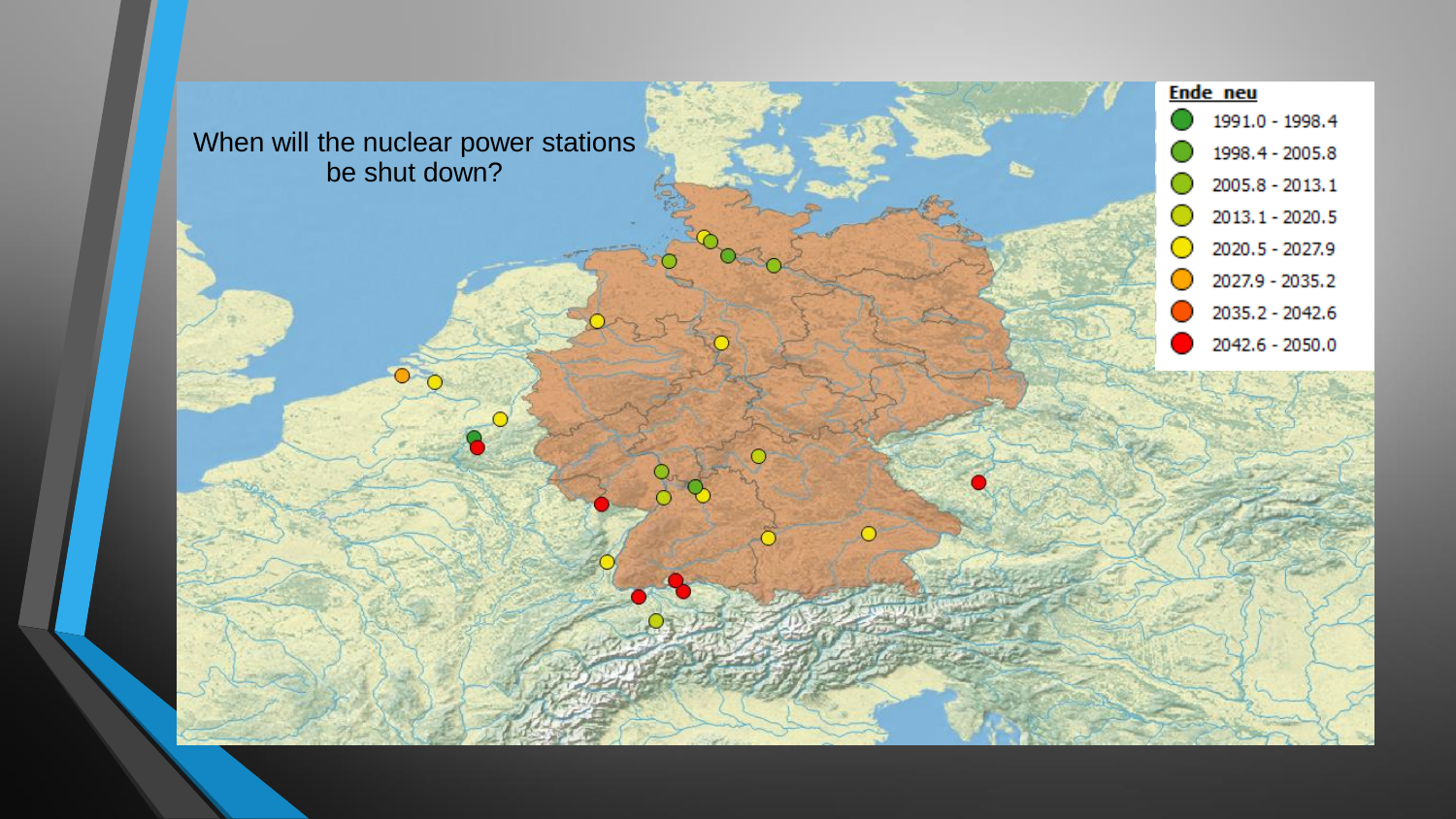When will the nuclear power stations be shut down?

Ende_neu

1991.0 - 1998.4

1998.4 - 2005.8

2005.8 - 2013.1

2013.1 - 2020.5

2020.5 - 2027.9

2027.9 - 2035.2

2035.2 - 2042.6

2042.6 - 2050.0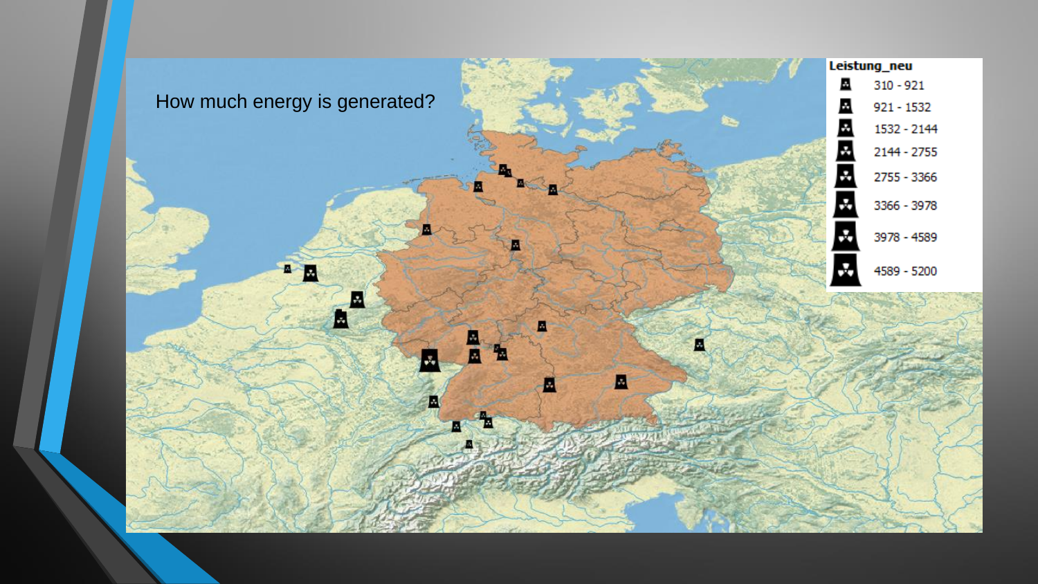How much energy is generated?

Leistung_neu

310 - 921

921 - 1532

1532 - 2144

2144 - 2755

2755 - 3366

3366 - 3978

3978 - 4589

4589 - 5200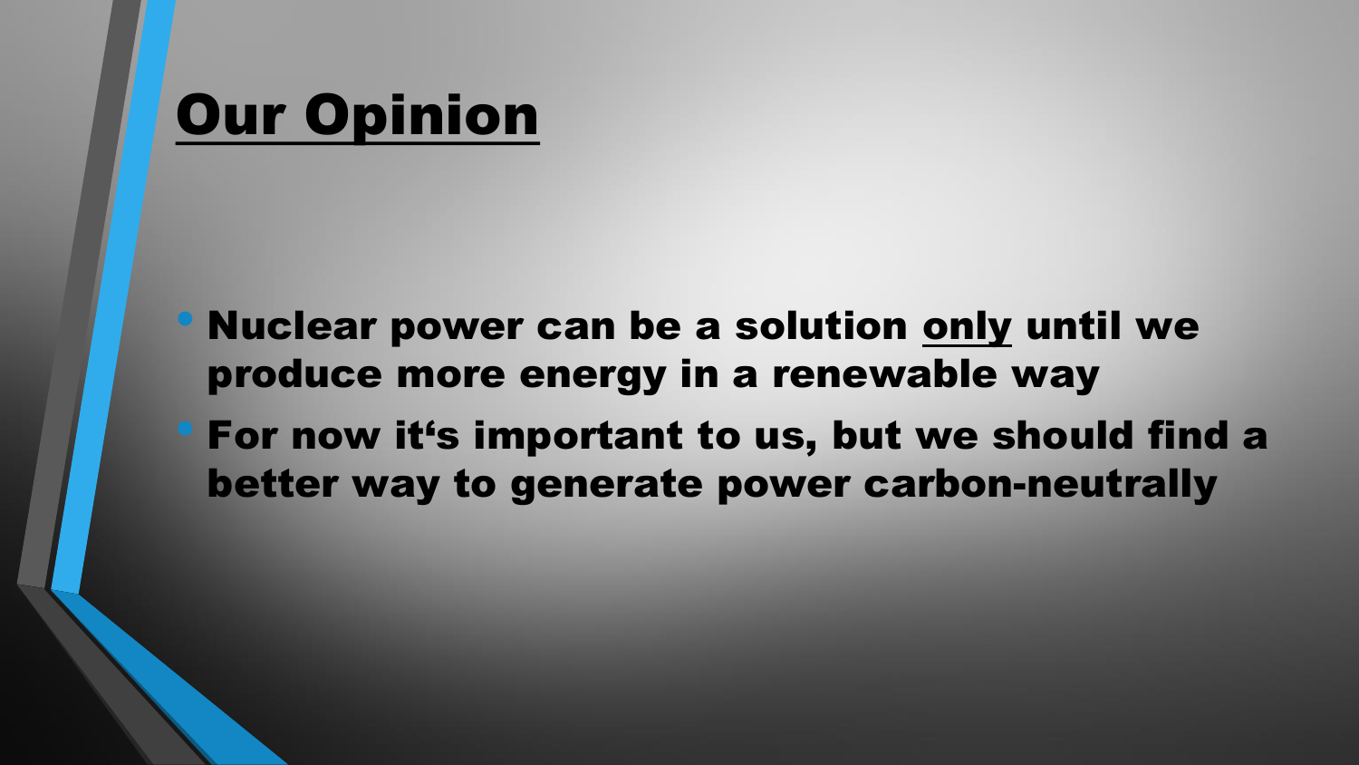# Our Opinion

- **Nuclear power can be a solution only until we produce more energy in a renewable way**
- **For now it‘s important to us, but we should find a better way to generate power carbon-neutrally**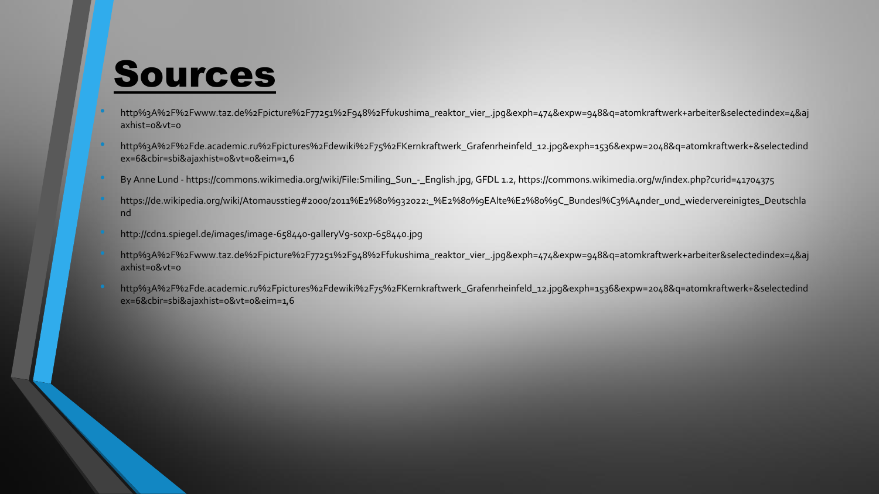# Sources

- http%3A%2F%2Fwww.taz.de%2Fpicture%2F77251%2F948%2Ffukushima_reaktor_vier_.jpg&exph=474&expw=948&q=atomkraftwerk+arbeiter&selectedindex=4&ajaxhist=0&vt=0
- http%3A%2F%2Fde.academic.ru%2Fpictures%2Fdewiki%2F75%2FKernkraftwerk_Grafenrheinfeld_12.jpg&exph=1536&expw=2048&q=atomkraftwerk+&selectedindex=6&cbir=sbi&ajaxhist=0&vt=0&eim=1,6
- By Anne Lund - https://commons.wikimedia.org/wiki/File:Smiling_Sun_-_English.jpg, GFDL 1.2, https://commons.wikimedia.org/w/index.php?curid=41704375
- https://de.wikipedia.org/wiki/Atomausstieg#2000/2011%E2%80%932022:_%E2%80%9EAlte%E2%80%9C_Bundesl%C3%A4nder_und_wiedervereinigtes_Deutschland
- http://cdn1.spiegel.de/images/image-658440-galleryV9-soxp-658440.jpg
- http%3A%2F%2Fwww.taz.de%2Fpicture%2F77251%2F948%2Ffukushima_reaktor_vier_.jpg&exph=474&expw=948&q=atomkraftwerk+arbeiter&selectedindex=4&ajaxhist=0&vt=0
- http%3A%2F%2Fde.academic.ru%2Fpictures%2Fdewiki%2F75%2FKernkraftwerk_Grafenrheinfeld_12.jpg&exph=1536&expw=2048&q=atomkraftwerk+&selectedindex=6&cbir=sbi&ajaxhist=0&vt=0&eim=1,6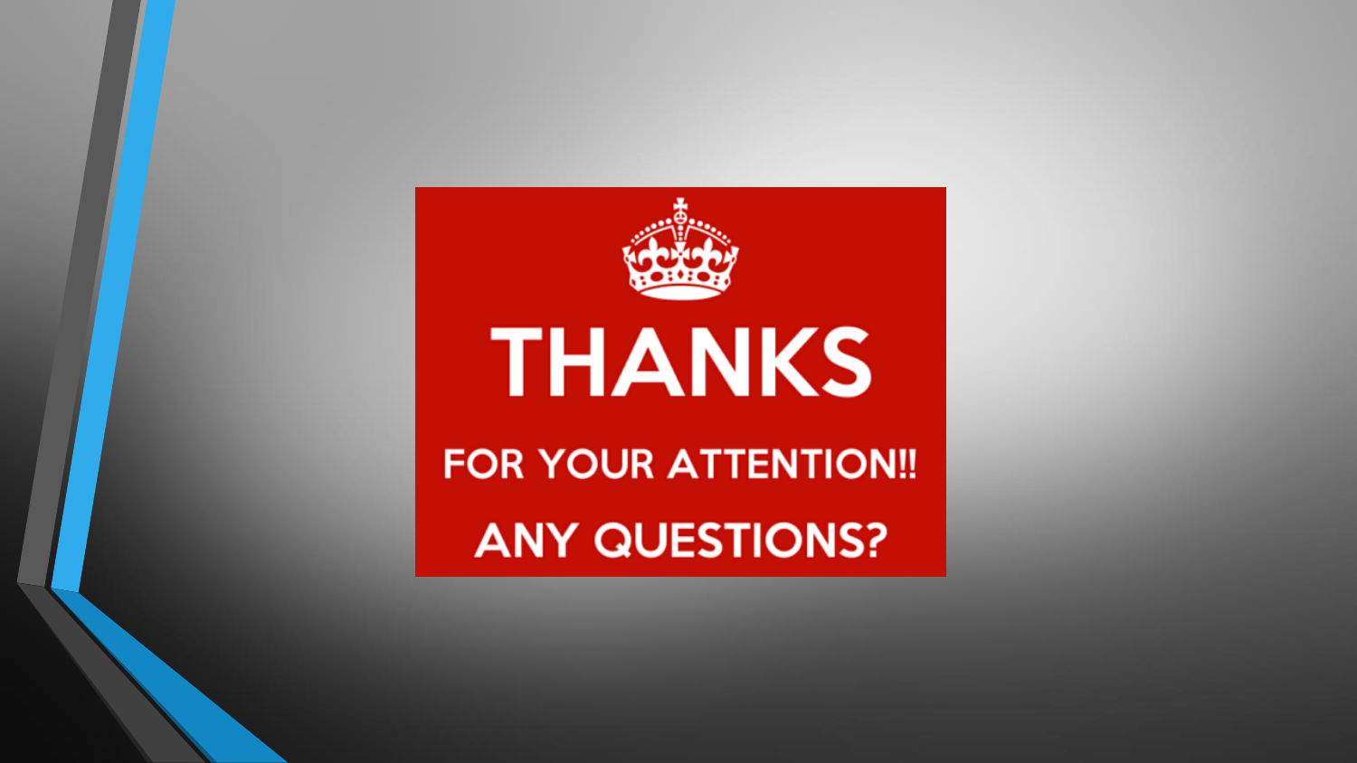THANKS

FOR YOUR ATTENTION!!

ANY QUESTIONS?